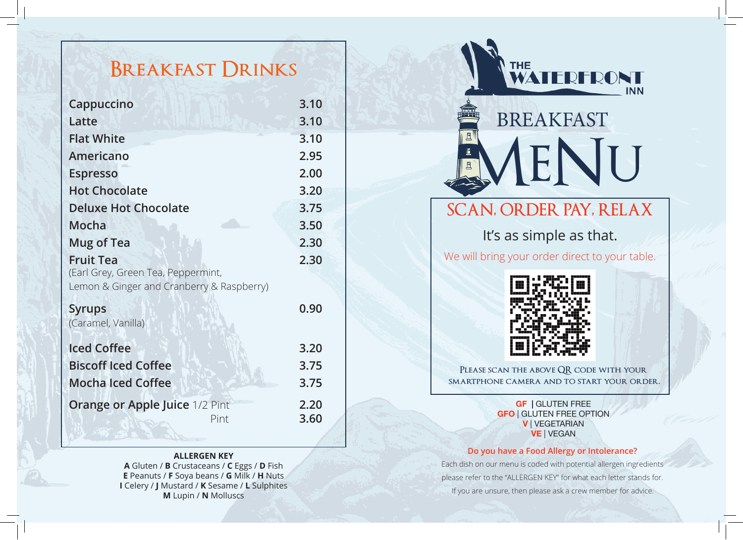## Breakfast Drinks

| Item | Price |
|---|---|
| **Cappuccino** | 3.10 |
| **Latte** | 3.10 |
| **Flat White** | 3.10 |
| **Americano** | 2.95 |
| **Espresso** | 2.00 |
| **Hot Chocolate** | 3.20 |
| **Deluxe Hot Chocolate** | 3.75 |
| **Mocha** | 3.50 |
| **Mug of Tea** | 2.30 |
| **Fruit Tea** (Earl Grey, Green Tea, Peppermint, Lemon & Ginger and Cranberry & Raspberry) | 2.30 |
| **Syrups** (Caramel, Vanilla) | 0.90 |
| **Iced Coffee** | 3.20 |
| **Biscoff Iced Coffee** | 3.75 |
| **Mocha Iced Coffee** | 3.75 |
| **Orange or Apple Juice** 1/2 Pint | 2.20 |
| Pint | 3.60 |

**ALLERGEN KEY**

**A** Gluten / **B** Crustaceans / **C** Eggs / **D** Fish
**E** Peanuts / **F** Soya beans / **G** Milk / **H** Nuts
**I** Celery / **J** Mustard / **K** Sesame / **L** Sulphites
**M** Lupin / **N** Molluscs

# THE WATERFRONT INN

# BREAKFAST MENU

## SCAN, ORDER PAY, RELAX

It's as simple as that.

We will bring your order direct to your table.

Please scan the above QR code with your smartphone camera and to start your order.

**GF** | GLUTEN FREE
**GFO** | GLUTEN FREE OPTION
**V** | VEGETARIAN
**VE** | VEGAN

**Do you have a Food Allergy or Intolerance?**

Each dish on our menu is coded with potential allergen ingredients please refer to the "ALLERGEN KEY" for what each letter stands for. If you are unsure, then please ask a crew member for advice.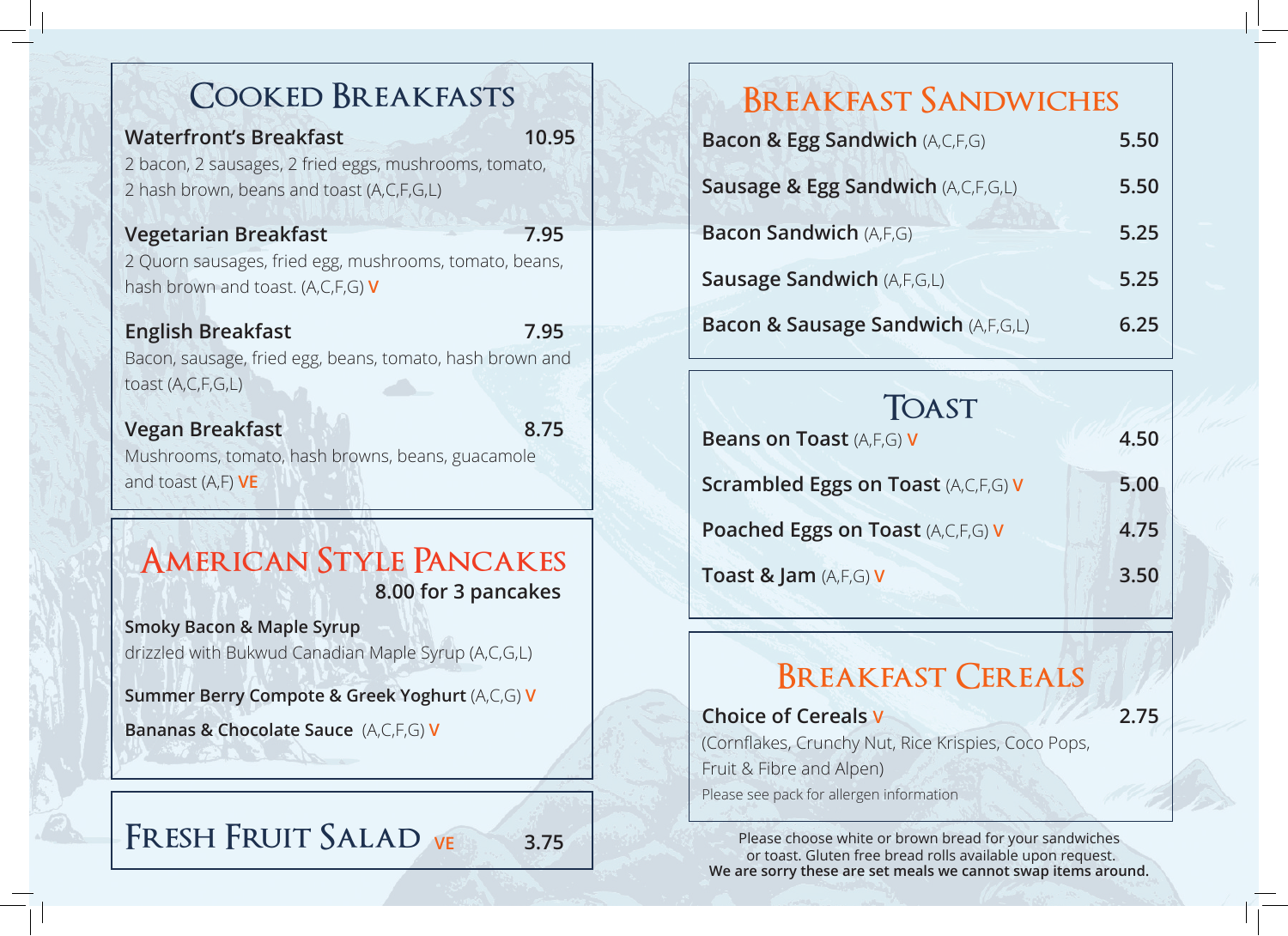## Cooked Breakfasts

**Waterfront's Breakfast** 10.95
2 bacon, 2 sausages, 2 fried eggs, mushrooms, tomato, 2 hash brown, beans and toast (A,C,F,G,L)

**Vegetarian Breakfast** 7.95
2 Quorn sausages, fried egg, mushrooms, tomato, beans, hash brown and toast. (A,C,F,G) **V**

**English Breakfast** 7.95
Bacon, sausage, fried egg, beans, tomato, hash brown and toast (A,C,F,G,L)

**Vegan Breakfast** 8.75
Mushrooms, tomato, hash browns, beans, guacamole and toast (A,F) **VE**

## American Style Pancakes

**8.00 for 3 pancakes**

**Smoky Bacon & Maple Syrup**
drizzled with Bukwud Canadian Maple Syrup (A,C,G,L)

**Summer Berry Compote & Greek Yoghurt** (A,C,G) **V**

**Bananas & Chocolate Sauce** (A,C,F,G) **V**

## Fresh Fruit Salad VE 3.75

## Breakfast Sandwiches

**Bacon & Egg Sandwich** (A,C,F,G) 5.50

**Sausage & Egg Sandwich** (A,C,F,G,L) 5.50

**Bacon Sandwich** (A,F,G) 5.25

**Sausage Sandwich** (A,F,G,L) 5.25

**Bacon & Sausage Sandwich** (A,F,G,L) 6.25

## Toast

**Beans on Toast** (A,F,G) **V** 4.50

**Scrambled Eggs on Toast** (A,C,F,G) **V** 5.00

**Poached Eggs on Toast** (A,C,F,G) **V** 4.75

**Toast & Jam** (A,F,G) **V** 3.50

## Breakfast Cereals

**Choice of Cereals** **V** 2.75
(Cornflakes, Crunchy Nut, Rice Krispies, Coco Pops, Fruit & Fibre and Alpen)
Please see pack for allergen information

Please choose white or brown bread for your sandwiches or toast. Gluten free bread rolls available upon request.
**We are sorry these are set meals we cannot swap items around.**